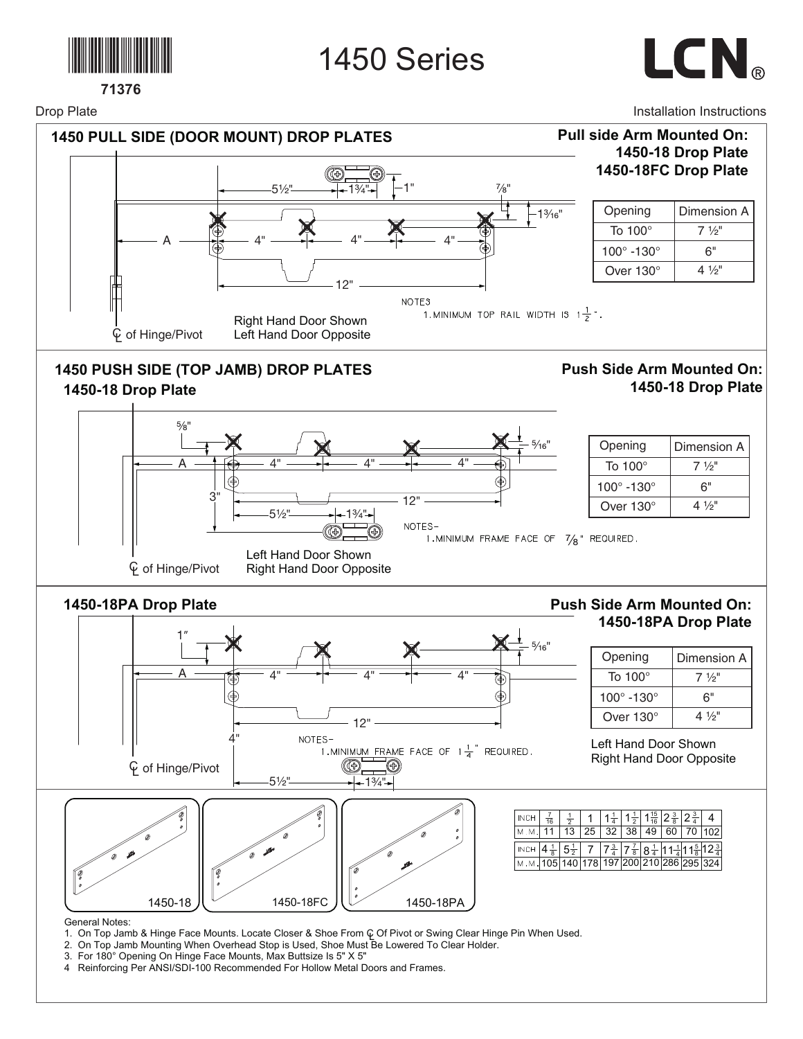71376

# 1450 Series

LCN®

Drop Plate

Installation Instructions

## 1450 PULL SIDE (DOOR MOUNT) DROP PLATES

**Pull side Arm Mounted On:**
**1450-18 Drop Plate**
**1450-18FC Drop Plate**

| Opening | Dimension A |
|---|---|
| To 100° | 7 ½" |
| 100° -130° | 6" |
| Over 130° | 4 ½" |

5½" 1¾" 1" ⅞" 1³⁄₁₆" A 4" 4" 4" 12"

NOTES
1. MINIMUM TOP RAIL WIDTH IS $1\frac{1}{2}$".

Right Hand Door Shown
Left Hand Door Opposite

℄ of Hinge/Pivot

## 1450 PUSH SIDE (TOP JAMB) DROP PLATES

### 1450-18 Drop Plate

**Push Side Arm Mounted On:**
**1450-18 Drop Plate**

| Opening | Dimension A |
|---|---|
| To 100° | 7 ½" |
| 100° -130° | 6" |
| Over 130° | 4 ½" |

⅝" 5⁄16" A 4" 4" 4" 3" 12" 5½" 1¾"

NOTES-
1. MINIMUM FRAME FACE OF ⅞" REQUIRED.

Left Hand Door Shown
Right Hand Door Opposite

℄ of Hinge/Pivot

### 1450-18PA Drop Plate

**Push Side Arm Mounted On:**
**1450-18PA Drop Plate**

| Opening | Dimension A |
|---|---|
| To 100° | 7 ½" |
| 100° -130° | 6" |
| Over 130° | 4 ½" |

Left Hand Door Shown
Right Hand Door Opposite

1" 5⁄16" A 4" 4" 4" 12" 4" 5½" 1¾"

NOTES-
1. MINIMUM FRAME FACE OF $1\frac{1}{4}$" REQUIRED.

℄ of Hinge/Pivot

1450-18 | 1450-18FC | 1450-18PA

| INCH | $\frac{7}{16}$ | $\frac{1}{2}$ | 1 | $1\frac{1}{4}$ | $1\frac{1}{2}$ | $1\frac{15}{16}$ | $2\frac{3}{8}$ | $2\frac{3}{4}$ | 4 |
|---|---|---|---|---|---|---|---|---|---|
| M.M. | 11 | 13 | 25 | 32 | 38 | 49 | 60 | 70 | 102 |
| INCH | $4\frac{1}{8}$ | $5\frac{1}{2}$ | 7 | $7\frac{3}{4}$ | $7\frac{7}{8}$ | $8\frac{1}{4}$ | $11\frac{1}{4}$ | $11\frac{5}{8}$ | $12\frac{3}{4}$ |
| M.M. | 105 | 140 | 178 | 197 | 200 | 210 | 286 | 295 | 324 |

General Notes:
1. On Top Jamb & Hinge Face Mounts. Locate Closer & Shoe From ℄ Of Pivot or Swing Clear Hinge Pin When Used.
2. On Top Jamb Mounting When Overhead Stop is Used, Shoe Must Be Lowered To Clear Holder.
3. For 180° Opening On Hinge Face Mounts, Max Buttsize Is 5" X 5"
4. Reinforcing Per ANSI/SDI-100 Recommended For Hollow Metal Doors and Frames.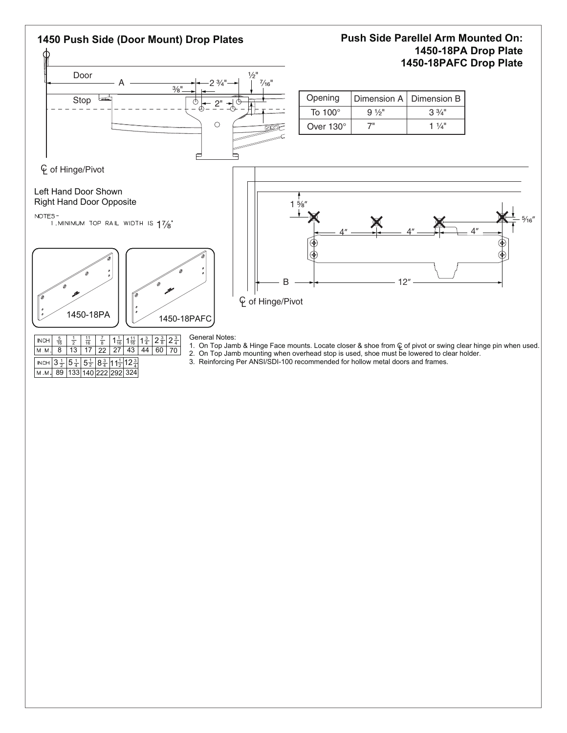## 1450 Push Side (Door Mount) Drop Plates

### Push Side Parellel Arm Mounted On:
### 1450-18PA Drop Plate
### 1450-18PAFC Drop Plate

Door

Stop

A

3/8"

2 3/4"

2"

1/2"

7/16"

| Opening | Dimension A | Dimension B |
|---|---|---|
| To 100° | 9 1/2" | 3 3/4" |
| Over 130° | 7" | 1 1/4" |

℄ of Hinge/Pivot

Left Hand Door Shown
Right Hand Door Opposite

NOTES -
1. MINIMUM TOP RAIL WIDTH IS 1 7/8"

1 5/8"

4"

4"

4"

5/16"

B

12"

℄ of Hinge/Pivot

1450-18PA

1450-18PAFC

| INCH | 5/16 | 1/2 | 11/16 | 7/8 | 1 1/16 | 1 11/16 | 1 3/4 | 2 3/8 | 2 3/4 |
|---|---|---|---|---|---|---|---|---|---|
| M.M. | 8 | 13 | 17 | 22 | 27 | 43 | 44 | 60 | 70 |

| INCH | 3 1/2 | 5 1/4 | 5 1/2 | 8 3/4 | 11 1/2 | 12 3/4 |
|---|---|---|---|---|---|---|
| M.M. | 89 | 133 | 140 | 222 | 292 | 324 |

General Notes:
1. On Top Jamb & Hinge Face mounts. Locate closer & shoe from ℄ of pivot or swing clear hinge pin when used.
2. On Top Jamb mounting when overhead stop is used, shoe must be lowered to clear holder.
3. Reinforcing Per ANSI/SDI-100 recommended for hollow metal doors and frames.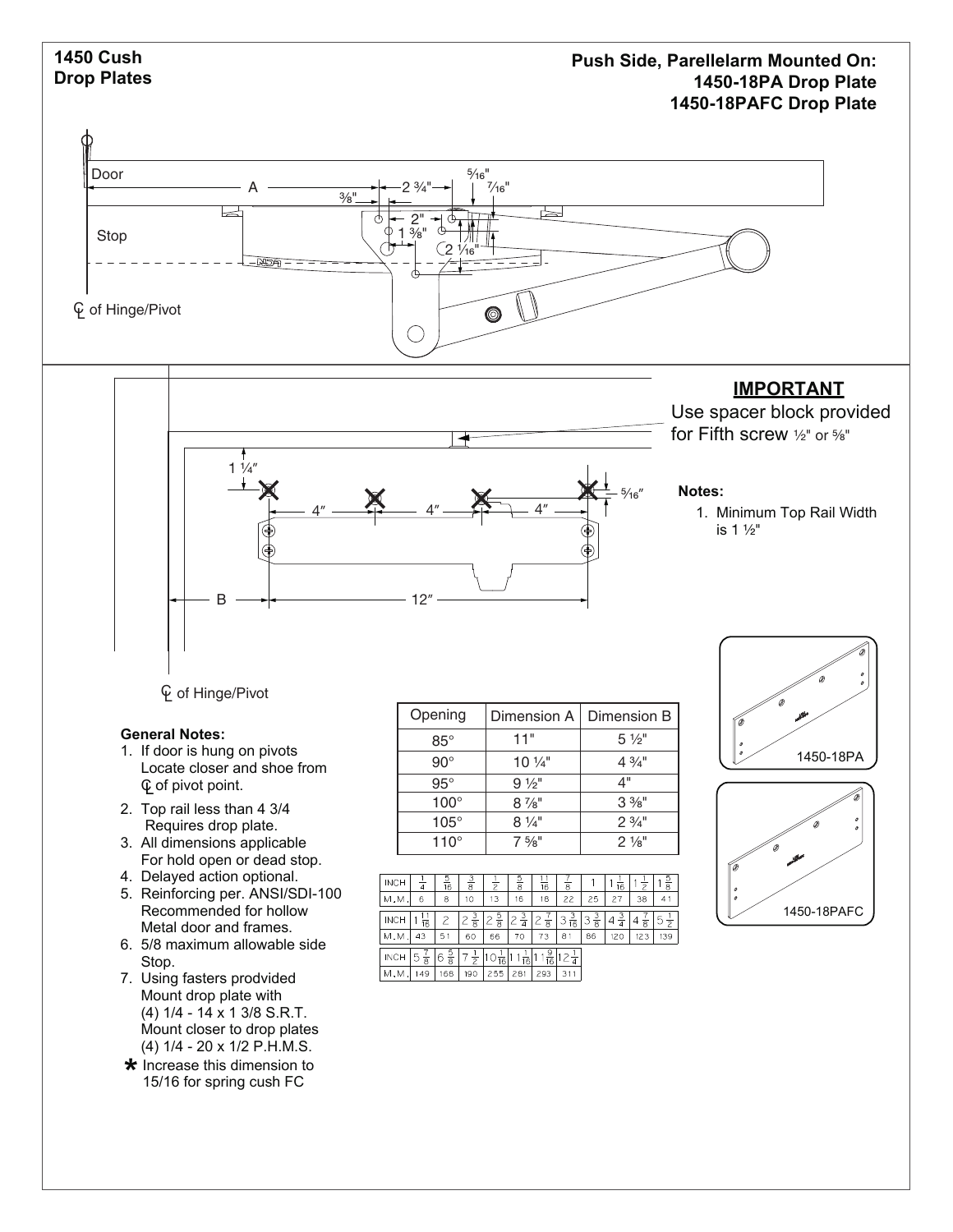**1450 Cush**
**Drop Plates**

**Push Side, Parellelarm Mounted On:**
**1450-18PA Drop Plate**
**1450-18PAFC Drop Plate**

Door

A

⅜"

2 ¾"

5⁄16"

7⁄16"

2"

1 ⅜"

2 1⁄16"

Stop

℄ of Hinge/Pivot

1 ¼"

4″

4″

4″

5⁄16″

B

12″

℄ of Hinge/Pivot

## IMPORTANT

Use spacer block provided for Fifth screw ½" or ⅝"

**Notes:**

1. Minimum Top Rail Width is 1 ½"

1450-18PA

1450-18PAFC

**General Notes:**

1. If door is hung on pivots Locate closer and shoe from ℄ of pivot point.
2. Top rail less than 4 3/4 Requires drop plate.
3. All dimensions applicable For hold open or dead stop.
4. Delayed action optional.
5. Reinforcing per. ANSI/SDI-100 Recommended for hollow Metal door and frames.
6. 5/8 maximum allowable side Stop.
7. Using fasters prodvided Mount drop plate with (4) 1/4 - 14 x 1 3/8 S.R.T. Mount closer to drop plates (4) 1/4 - 20 x 1/2 P.H.M.S.

* Increase this dimension to 15/16 for spring cush FC

| Opening | Dimension A | Dimension B |
|---|---|---|
| 85° | 11" | 5 ½" |
| 90° | 10 ¼" | 4 ¾" |
| 95° | 9 ½" | 4" |
| 100° | 8 ⅞" | 3 ⅜" |
| 105° | 8 ¼" | 2 ¾" |
| 110° | 7 ⅝" | 2 ⅛" |

| INCH | 1/4 | 5/16 | 3/8 | 1/2 | 5/8 | 11/16 | 7/8 | 1 | 1 1/16 | 1 1/2 | 1 5/8 |
|---|---|---|---|---|---|---|---|---|---|---|---|
| M.M. | 6 | 8 | 10 | 13 | 16 | 18 | 22 | 25 | 27 | 38 | 41 |

| INCH | 1 11/16 | 2 | 2 3/8 | 2 5/8 | 2 3/4 | 2 7/8 | 3 3/16 | 3 3/8 | 4 3/4 | 4 7/8 | 5 1/2 |
|---|---|---|---|---|---|---|---|---|---|---|---|
| M.M. | 43 | 51 | 60 | 66 | 70 | 73 | 81 | 86 | 120 | 123 | 139 |

| INCH | 5 7/8 | 6 5/8 | 7 1/2 | 10 1/16 | 11 1/16 | 11 9/16 | 12 1/4 |
|---|---|---|---|---|---|---|---|
| M.M. | 149 | 168 | 190 | 255 | 281 | 293 | 311 |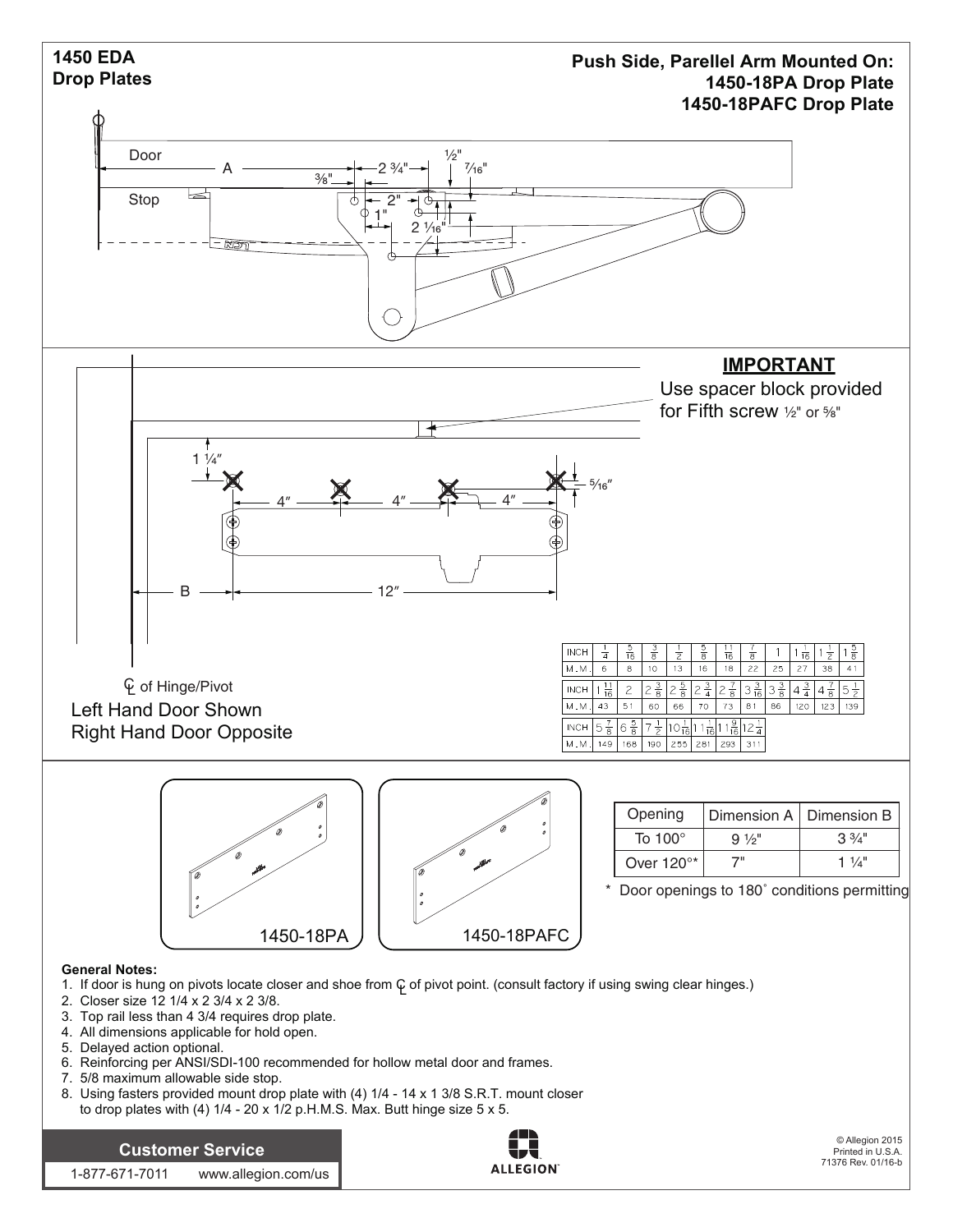**1450 EDA**
**Drop Plates**

**Push Side, Parellel Arm Mounted On:**
**1450-18PA Drop Plate**
**1450-18PAFC Drop Plate**

Door
A
2 ¾"
½"
7⁄16"
⅜"
Stop
2"
1"
2 1⁄16"

**IMPORTANT**
Use spacer block provided for Fifth screw ½" or ⅝"

1 ¼"
4″
4″
4″
5⁄16″
B
12″

℄ of Hinge/Pivot
Left Hand Door Shown
Right Hand Door Opposite

| INCH | 1/4 | 5/16 | 3/8 | 1/2 | 5/8 | 11/16 | 7/8 | 1 | 1 1/16 | 1 1/2 | 1 5/8 |
|---|---|---|---|---|---|---|---|---|---|---|---|
| M.M. | 6 | 8 | 10 | 13 | 16 | 18 | 22 | 25 | 27 | 38 | 41 |
| INCH | 1 11/16 | 2 | 2 3/8 | 2 5/8 | 2 3/4 | 2 7/8 | 3 3/16 | 3 3/8 | 4 3/4 | 4 7/8 | 5 1/2 |
| M.M. | 43 | 51 | 60 | 66 | 70 | 73 | 81 | 86 | 120 | 123 | 139 |
| INCH | 5 7/8 | 6 5/8 | 7 1/2 | 10 1/16 | 11 1/16 | 11 9/16 | 12 1/4 | | | | |
| M.M. | 149 | 168 | 190 | 255 | 281 | 293 | 311 | | | | |

1450-18PA

1450-18PAFC

| Opening | Dimension A | Dimension B |
|---|---|---|
| To 100° | 9 ½" | 3 ¾" |
| Over 120°* | 7" | 1 ¼" |

\* Door openings to 180˚ conditions permitting

**General Notes:**

1. If door is hung on pivots locate closer and shoe from ℄ of pivot point. (consult factory if using swing clear hinges.)
2. Closer size 12 1/4 x 2 3/4 x 2 3/8.
3. Top rail less than 4 3/4 requires drop plate.
4. All dimensions applicable for hold open.
5. Delayed action optional.
6. Reinforcing per ANSI/SDI-100 recommended for hollow metal door and frames.
7. 5/8 maximum allowable side stop.
8. Using fasters provided mount drop plate with (4) 1/4 - 14 x 1 3/8 S.R.T. mount closer to drop plates with (4) 1/4 - 20 x 1/2 p.H.M.S. Max. Butt hinge size 5 x 5.

**Customer Service**
1-877-671-7011 www.allegion.com/us

ALLEGION

© Allegion 2015
Printed in U.S.A.
71376 Rev. 01/16-b